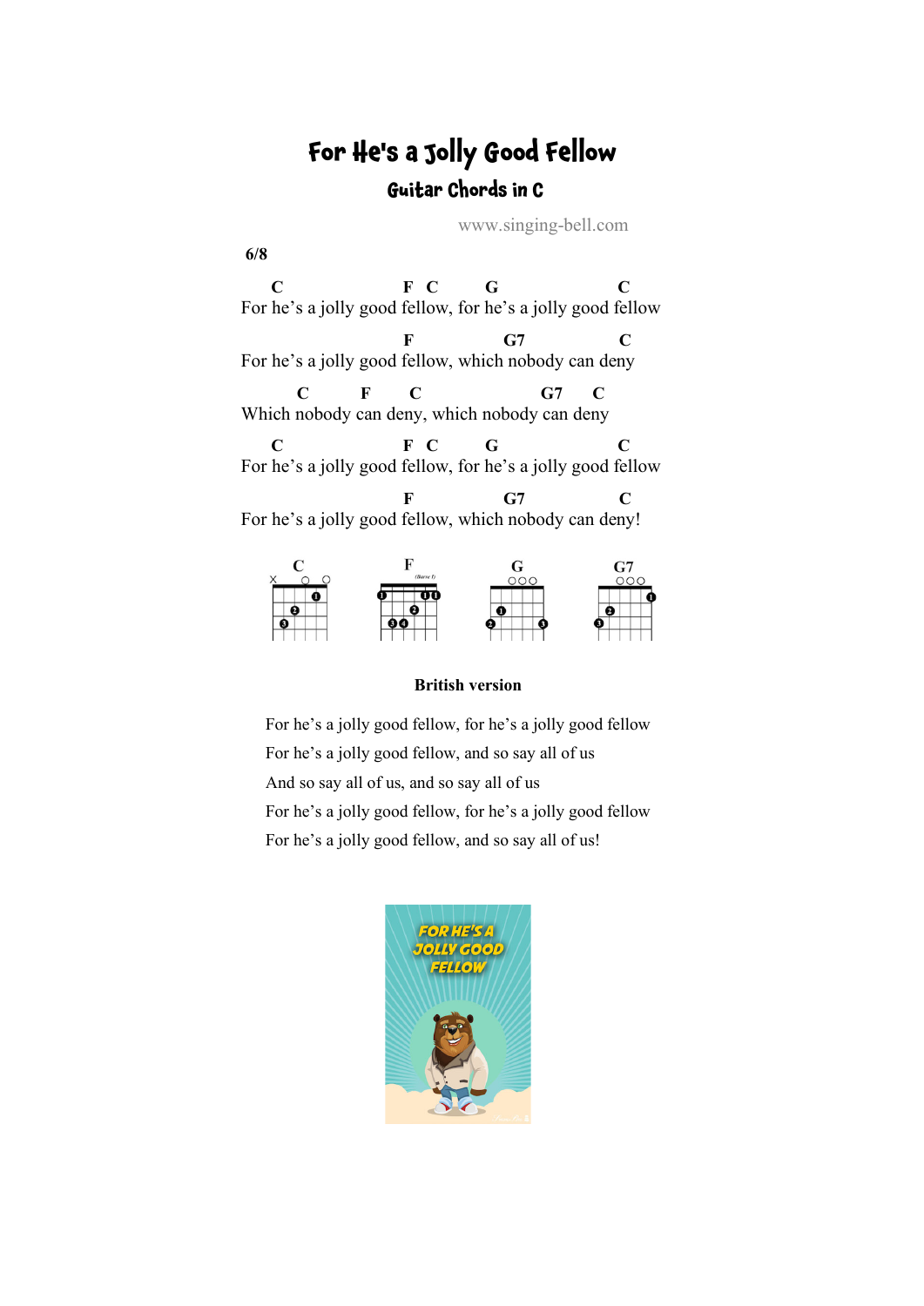# For He's a Jolly Good Fellow

## Guitar Chords in C

www.singing-bell.com

**6/8**

```
    C                 F   C       G                   C
For he's a jolly good fellow, for he's a jolly good fellow

                      F             G7                C
For he's a jolly good fellow, which nobody can deny

        C        F      C                      G7     C
Which nobody can deny, which nobody can deny

    C                 F   C       G                   C
For he's a jolly good fellow, for he's a jolly good fellow

                      F             G7                C
For he's a jolly good fellow, which nobody can deny!
```

C F G G7

**British version**

For he's a jolly good fellow, for he's a jolly good fellow
For he's a jolly good fellow, and so say all of us
And so say all of us, and so say all of us
For he's a jolly good fellow, for he's a jolly good fellow
For he's a jolly good fellow, and so say all of us!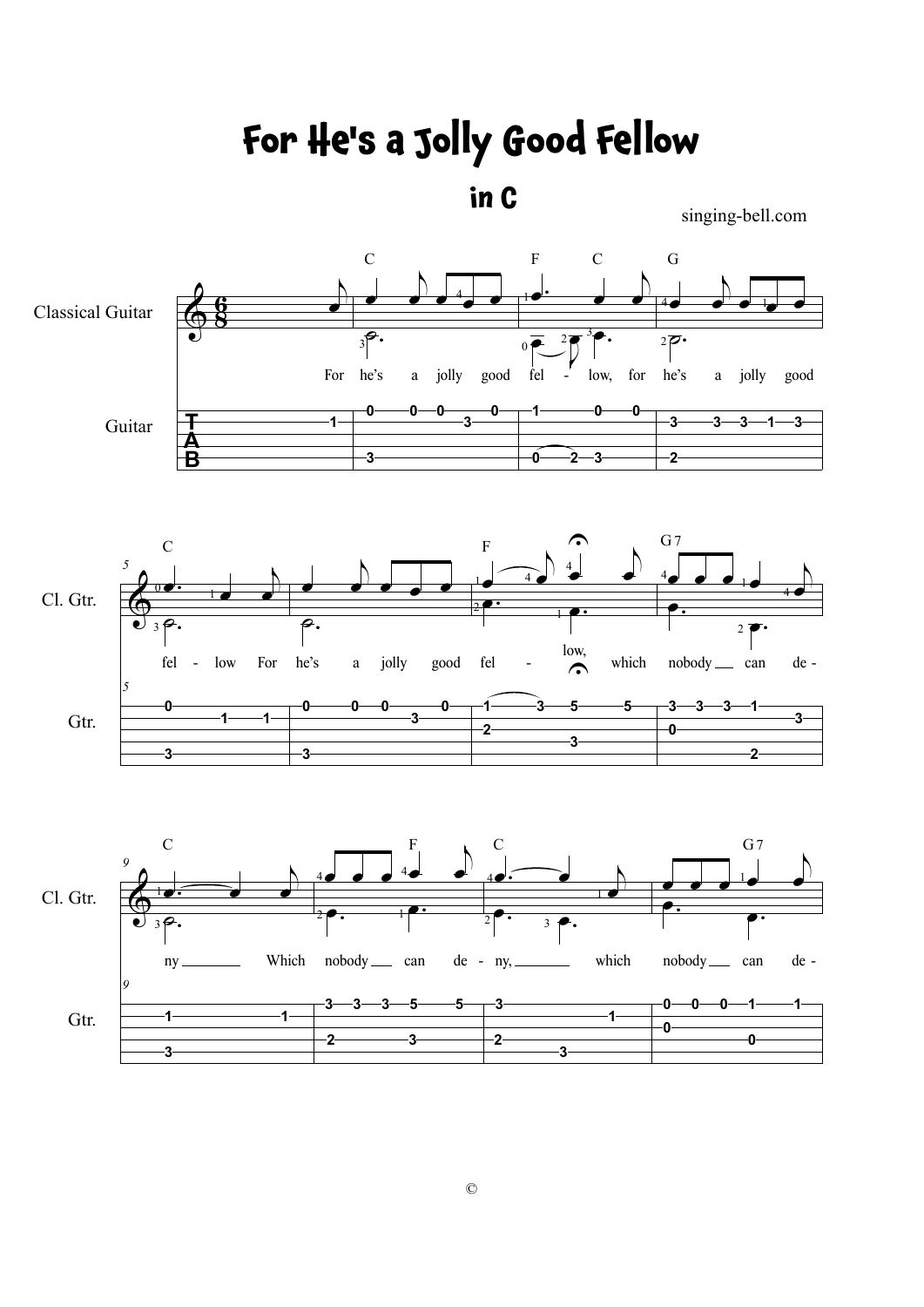# For He's a Jolly Good Fellow

## in C

singing-bell.com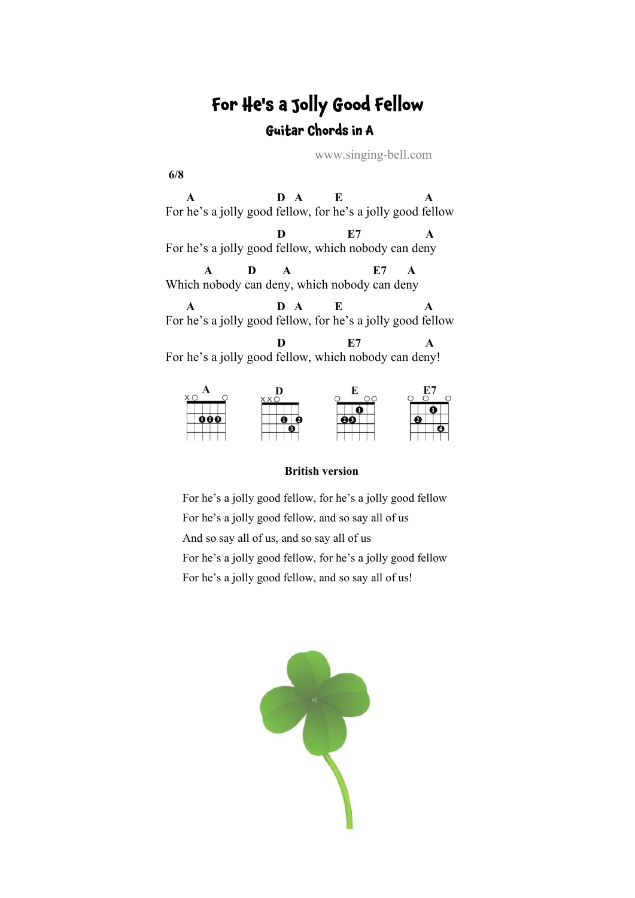# For He's a Jolly Good Fellow

## Guitar Chords in A

www.singing-bell.com

**6/8**

```
    A                    D   A        E                    A
For he's a jolly good fellow, for he's a jolly good fellow

                         D               E7               A
For he's a jolly good fellow, which nobody can deny

       A         D        A                    E7       A
Which nobody can deny, which nobody can deny

    A                    D   A        E                    A
For he's a jolly good fellow, for he's a jolly good fellow

                         D               E7               A
For he's a jolly good fellow, which nobody can deny!
```

A D E E7

**British version**

For he's a jolly good fellow, for he's a jolly good fellow
For he's a jolly good fellow, and so say all of us
And so say all of us, and so say all of us
For he's a jolly good fellow, for he's a jolly good fellow
For he's a jolly good fellow, and so say all of us!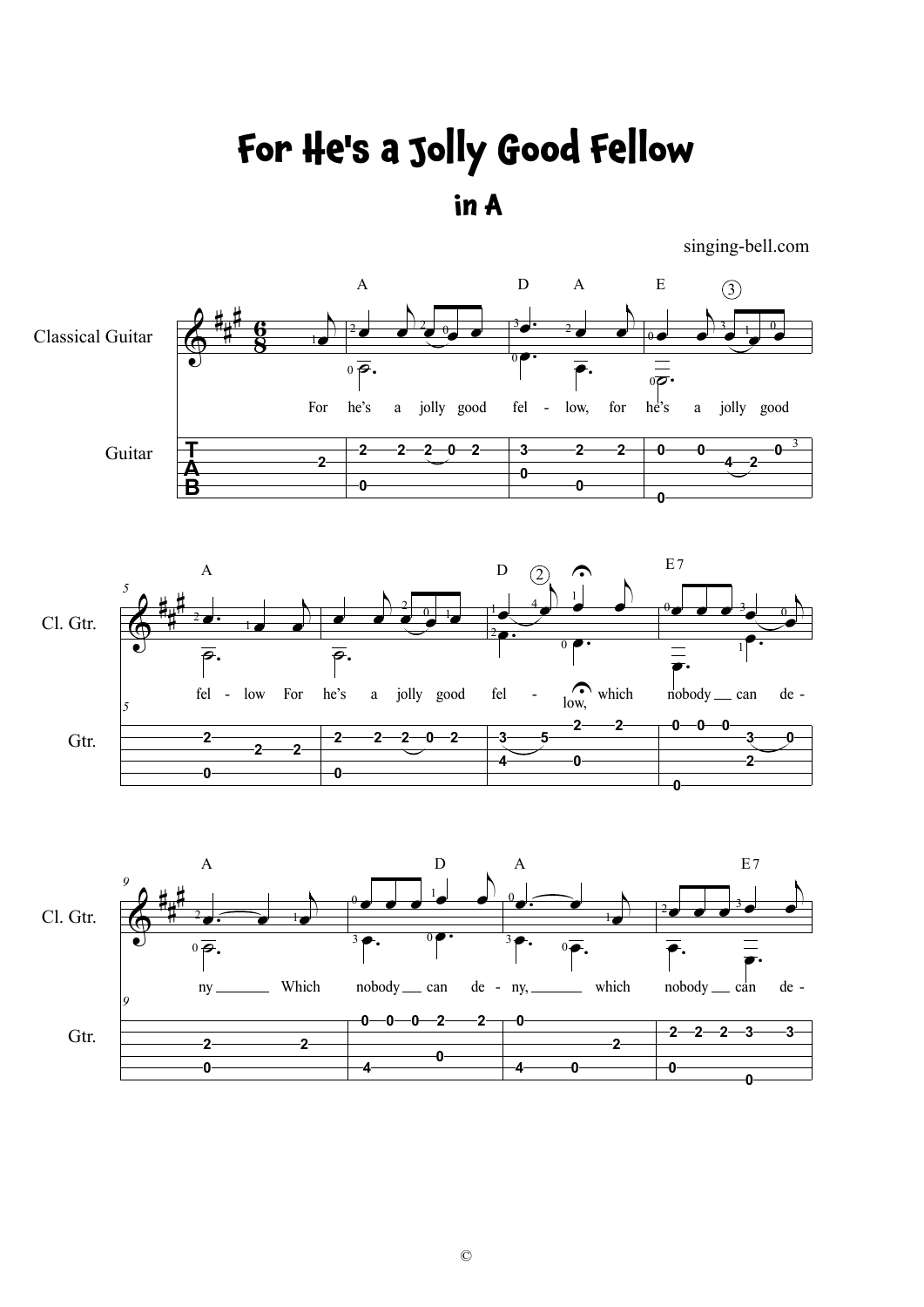# For He's a Jolly Good Fellow

## in A

singing-bell.com

Classical Guitar

Guitar

For he's a jolly good fel - low, for he's a jolly good fel - low For he's a jolly good fel - low, which nobody can de - ny Which nobody can de - ny, which nobody can de -

©